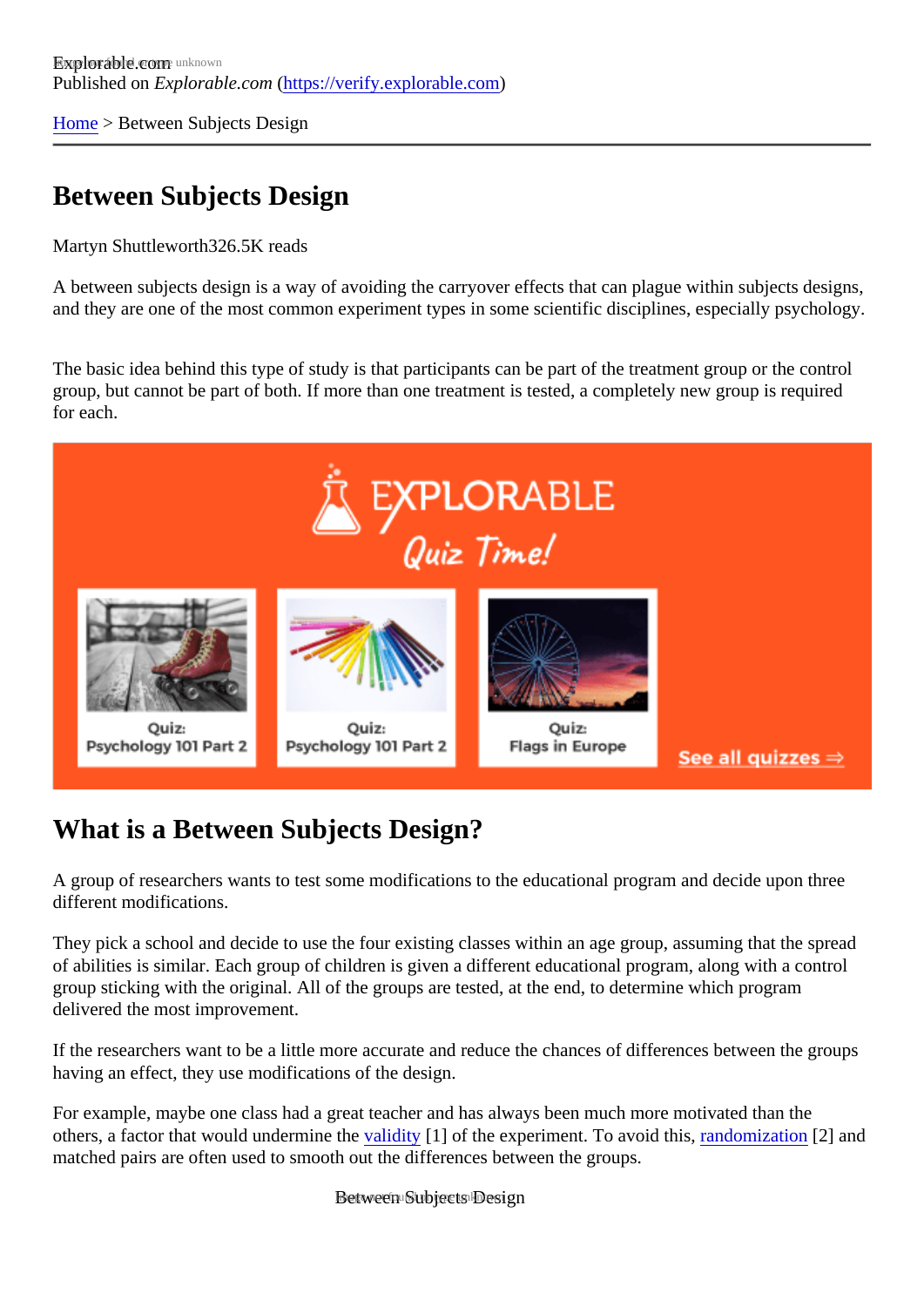Published on *Explorable.com* (https://verify.explorable.com)

Home > Between Subjects Design

# Between Subjects Design

Martyn Shuttleworth326.5K reads

A between subjects design is a way of avoiding the carryover effects that can plague within subjects designs, and they are one of the most common experiment types in some scientific disciplines, especially psychology.

The basic idea behind this type of study is that participants can be part of the treatment group or the control group, but cannot be part of both. If more than one treatment is tested, a completely new group is required for each.

## What is a Between Subjects Design?

A group of researchers wants to test some modifications to the educational program and decide upon three different modifications.

They pick a school and decide to use the four existing classes within an age group, assuming that the spread of abilities is similar. Each group of children is given a different educational program, along with a control group sticking with the original. All of the groups are tested, at the end, to determine which program delivered the most improvement.

If the researchers want to be a little more accurate and reduce the chances of differences between the groups having an effect, they use modifications of the design.

For example, maybe one class had a great teacher and has always been much more motivated than the others, a factor that would undermine the validity [1] of the experiment. To avoid this, randomization [2] and matched pairs are often used to smooth out the differences between the groups.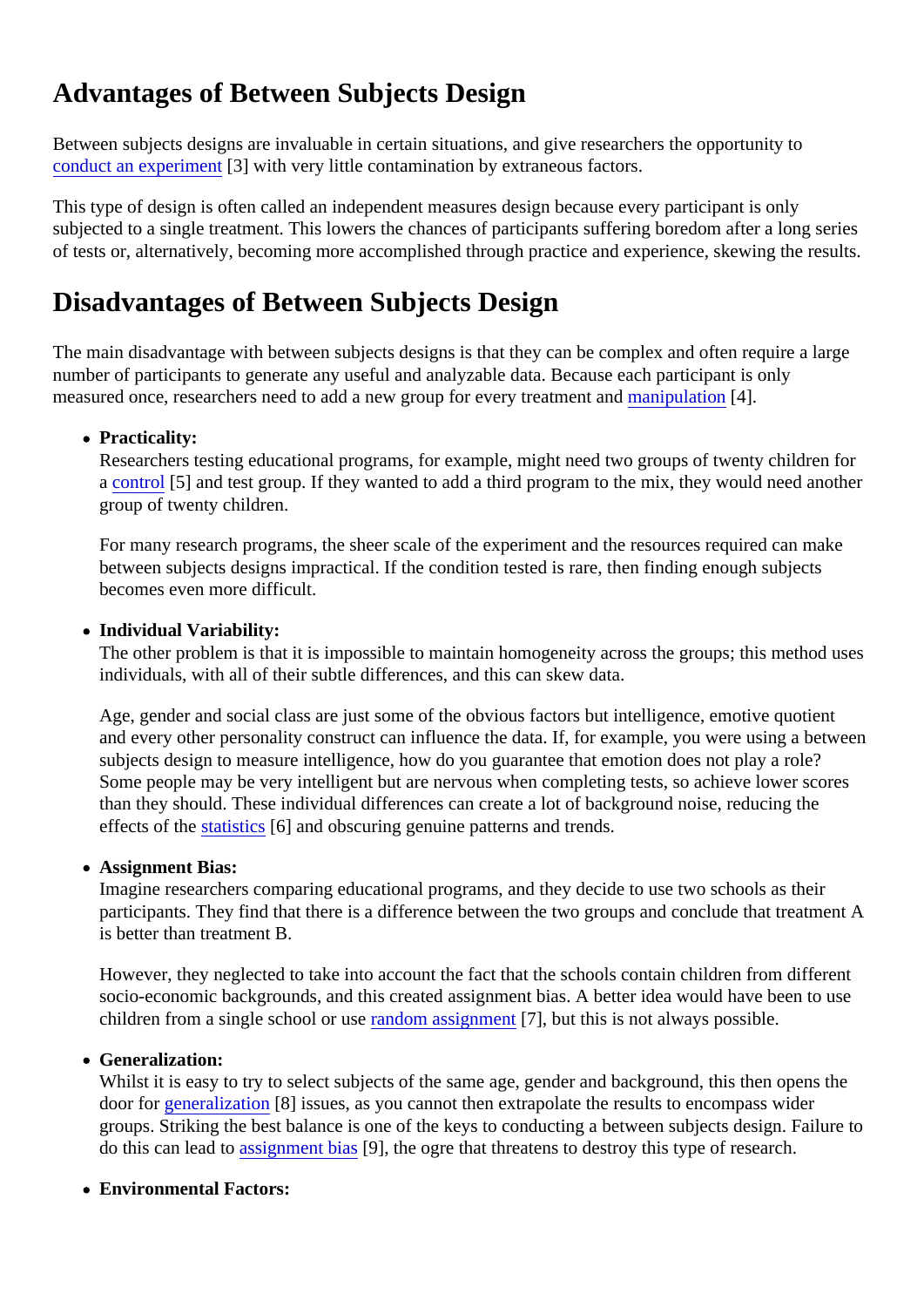## Advantages of Between Subjects Design

Between subjects designs are invaluable in certain situations, and give researchers the opportunity to conduct an experiment [3] with very little contamination by extraneous factors.

This type of design is often called an independent measures design because every participant is only subjected to a single treatment. This lowers the chances of participants suffering boredom after a long series of tests or, alternatively, becoming more accomplished through practice and experience, skewing the results.

## Disadvantages of Between Subjects Design

The main disadvantage with between subjects designs is that they can be complex and often require a large number of participants to generate any useful and analyzable data. Because each participant is only measured once, researchers need to add a new group for every treatment and manipulation [4].

- **Practicality:**
  Researchers testing educational programs, for example, might need two groups of twenty children for a control [5] and test group. If they wanted to add a third program to the mix, they would need another group of twenty children.

  For many research programs, the sheer scale of the experiment and the resources required can make between subjects designs impractical. If the condition tested is rare, then finding enough subjects becomes even more difficult.

- **Individual Variability:**
  The other problem is that it is impossible to maintain homogeneity across the groups; this method uses individuals, with all of their subtle differences, and this can skew data.

  Age, gender and social class are just some of the obvious factors but intelligence, emotive quotient and every other personality construct can influence the data. If, for example, you were using a between subjects design to measure intelligence, how do you guarantee that emotion does not play a role? Some people may be very intelligent but are nervous when completing tests, so achieve lower scores than they should. These individual differences can create a lot of background noise, reducing the effects of the statistics [6] and obscuring genuine patterns and trends.

- **Assignment Bias:**
  Imagine researchers comparing educational programs, and they decide to use two schools as their participants. They find that there is a difference between the two groups and conclude that treatment A is better than treatment B.

  However, they neglected to take into account the fact that the schools contain children from different socio-economic backgrounds, and this created assignment bias. A better idea would have been to use children from a single school or use random assignment [7], but this is not always possible.

- **Generalization:**
  Whilst it is easy to try to select subjects of the same age, gender and background, this then opens the door for generalization [8] issues, as you cannot then extrapolate the results to encompass wider groups. Striking the best balance is one of the keys to conducting a between subjects design. Failure to do this can lead to assignment bias [9], the ogre that threatens to destroy this type of research.

- **Environmental Factors:**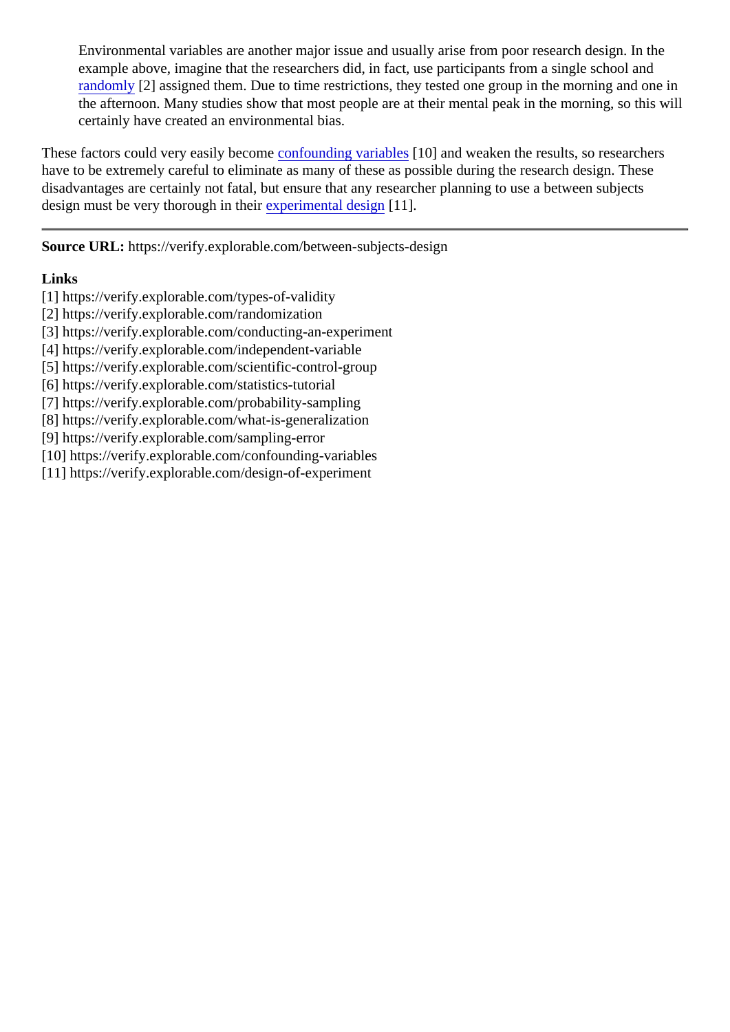> Environmental variables are another major issue and usually arise from poor research design. In the example above, imagine that the researchers did, in fact, use participants from a single school and randomly [2] assigned them. Due to time restrictions, they tested one group in the morning and one in the afternoon. Many studies show that most people are at their mental peak in the morning, so this will certainly have created an environmental bias.

These factors could very easily become confounding variables [10] and weaken the results, so researchers have to be extremely careful to eliminate as many of these as possible during the research design. These disadvantages are certainly not fatal, but ensure that any researcher planning to use a between subjects design must be very thorough in their experimental design [11].

---

**Source URL:** https://verify.explorable.com/between-subjects-design

**Links**
[1] https://verify.explorable.com/types-of-validity
[2] https://verify.explorable.com/randomization
[3] https://verify.explorable.com/conducting-an-experiment
[4] https://verify.explorable.com/independent-variable
[5] https://verify.explorable.com/scientific-control-group
[6] https://verify.explorable.com/statistics-tutorial
[7] https://verify.explorable.com/probability-sampling
[8] https://verify.explorable.com/what-is-generalization
[9] https://verify.explorable.com/sampling-error
[10] https://verify.explorable.com/confounding-variables
[11] https://verify.explorable.com/design-of-experiment